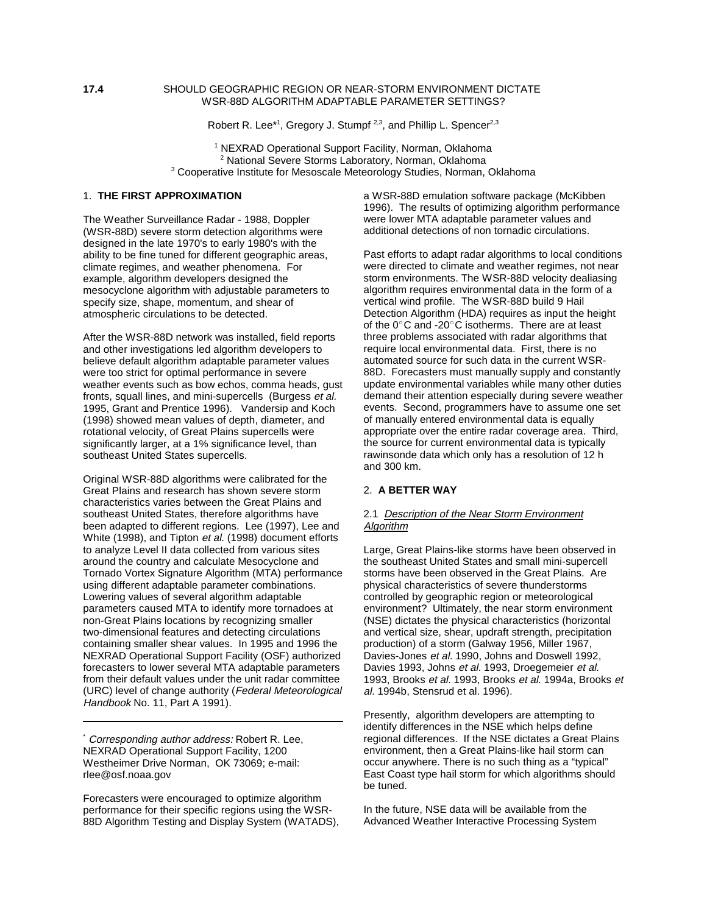**17.4** SHOULD GEOGRAPHIC REGION OR NEAR-STORM ENVIRONMENT DICTATE WSR-88D ALGORITHM ADAPTABLE PARAMETER SETTINGS?

Robert R. Lee*[1], Gregory J. Stumpf [2,3], and Phillip L. Spencer[2,3]

[1] NEXRAD Operational Support Facility, Norman, Oklahoma
[2] National Severe Storms Laboratory, Norman, Oklahoma
[3] Cooperative Institute for Mesoscale Meteorology Studies, Norman, Oklahoma

## 1. THE FIRST APPROXIMATION

The Weather Surveillance Radar - 1988, Doppler (WSR-88D) severe storm detection algorithms were designed in the late 1970's to early 1980's with the ability to be fine tuned for different geographic areas, climate regimes, and weather phenomena. For example, algorithm developers designed the mesocyclone algorithm with adjustable parameters to specify size, shape, momentum, and shear of atmospheric circulations to be detected.

After the WSR-88D network was installed, field reports and other investigations led algorithm developers to believe default algorithm adaptable parameter values were too strict for optimal performance in severe weather events such as bow echos, comma heads, gust fronts, squall lines, and mini-supercells (Burgess *et al.* 1995, Grant and Prentice 1996). Vandersip and Koch (1998) showed mean values of depth, diameter, and rotational velocity, of Great Plains supercells were significantly larger, at a 1% significance level, than southeast United States supercells.

Original WSR-88D algorithms were calibrated for the Great Plains and research has shown severe storm characteristics varies between the Great Plains and southeast United States, therefore algorithms have been adapted to different regions. Lee (1997), Lee and White (1998), and Tipton *et al.* (1998) document efforts to analyze Level II data collected from various sites around the country and calculate Mesocyclone and Tornado Vortex Signature Algorithm (MTA) performance using different adaptable parameter combinations. Lowering values of several algorithm adaptable parameters caused MTA to identify more tornadoes at non-Great Plains locations by recognizing smaller two-dimensional features and detecting circulations containing smaller shear values. In 1995 and 1996 the NEXRAD Operational Support Facility (OSF) authorized forecasters to lower several MTA adaptable parameters from their default values under the unit radar committee (URC) level of change authority (*Federal Meteorological Handbook* No. 11, Part A 1991).

\* *Corresponding author address:* Robert R. Lee, NEXRAD Operational Support Facility, 1200 Westheimer Drive Norman, OK 73069; e-mail: rlee@osf.noaa.gov

Forecasters were encouraged to optimize algorithm performance for their specific regions using the WSR-88D Algorithm Testing and Display System (WATADS), a WSR-88D emulation software package (McKibben 1996). The results of optimizing algorithm performance were lower MTA adaptable parameter values and additional detections of non tornadic circulations.

Past efforts to adapt radar algorithms to local conditions were directed to climate and weather regimes, not near storm environments. The WSR-88D velocity dealiasing algorithm requires environmental data in the form of a vertical wind profile. The WSR-88D build 9 Hail Detection Algorithm (HDA) requires as input the height of the 0°C and -20°C isotherms. There are at least three problems associated with radar algorithms that require local environmental data. First, there is no automated source for such data in the current WSR-88D. Forecasters must manually supply and constantly update environmental variables while many other duties demand their attention especially during severe weather events. Second, programmers have to assume one set of manually entered environmental data is equally appropriate over the entire radar coverage area. Third, the source for current environmental data is typically rawinsonde data which only has a resolution of 12 h and 300 km.

## 2. A BETTER WAY

### 2.1 *Description of the Near Storm Environment Algorithm*

Large, Great Plains-like storms have been observed in the southeast United States and small mini-supercell storms have been observed in the Great Plains. Are physical characteristics of severe thunderstorms controlled by geographic region or meteorological environment? Ultimately, the near storm environment (NSE) dictates the physical characteristics (horizontal and vertical size, shear, updraft strength, precipitation production) of a storm (Galway 1956, Miller 1967, Davies-Jones *et al.* 1990, Johns and Doswell 1992, Davies 1993, Johns *et al.* 1993, Droegemeier *et al.* 1993, Brooks *et al.* 1993, Brooks *et al.* 1994a, Brooks *et al.* 1994b, Stensrud et al. 1996).

Presently, algorithm developers are attempting to identify differences in the NSE which helps define regional differences. If the NSE dictates a Great Plains environment, then a Great Plains-like hail storm can occur anywhere. There is no such thing as a "typical" East Coast type hail storm for which algorithms should be tuned.

In the future, NSE data will be available from the Advanced Weather Interactive Processing System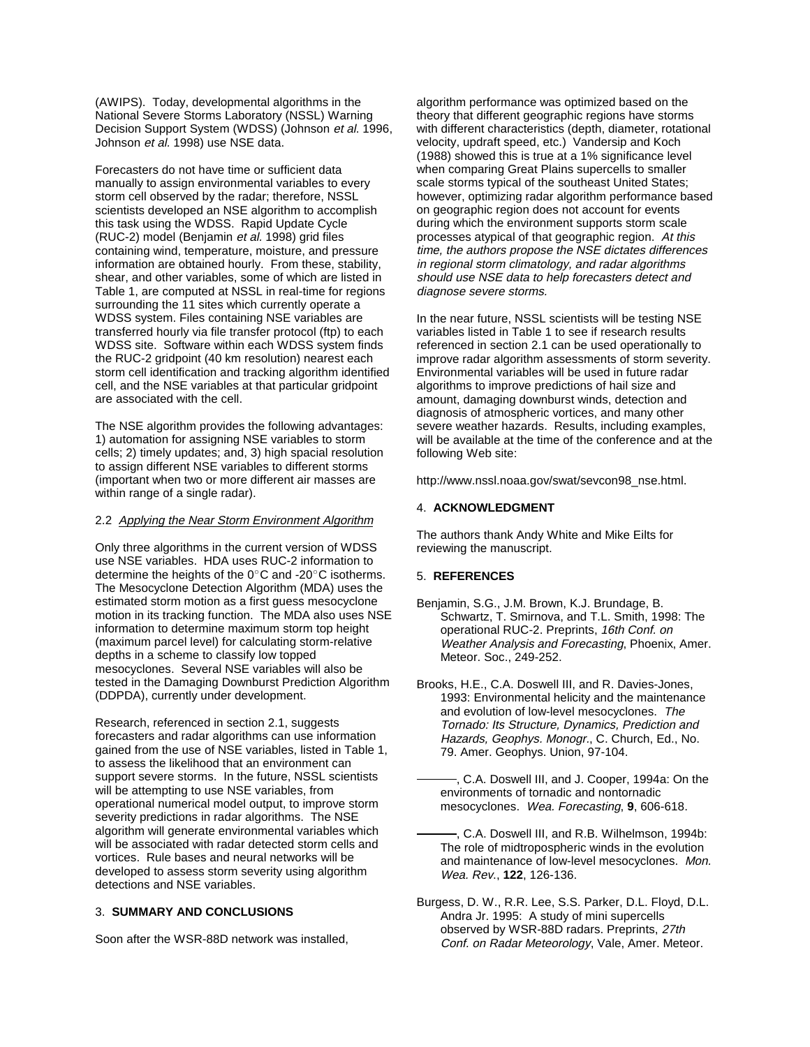(AWIPS). Today, developmental algorithms in the National Severe Storms Laboratory (NSSL) Warning Decision Support System (WDSS) (Johnson *et al.* 1996, Johnson *et al.* 1998) use NSE data.

Forecasters do not have time or sufficient data manually to assign environmental variables to every storm cell observed by the radar; therefore, NSSL scientists developed an NSE algorithm to accomplish this task using the WDSS. Rapid Update Cycle (RUC-2) model (Benjamin *et al.* 1998) grid files containing wind, temperature, moisture, and pressure information are obtained hourly. From these, stability, shear, and other variables, some of which are listed in Table 1, are computed at NSSL in real-time for regions surrounding the 11 sites which currently operate a WDSS system. Files containing NSE variables are transferred hourly via file transfer protocol (ftp) to each WDSS site. Software within each WDSS system finds the RUC-2 gridpoint (40 km resolution) nearest each storm cell identification and tracking algorithm identified cell, and the NSE variables at that particular gridpoint are associated with the cell.

The NSE algorithm provides the following advantages: 1) automation for assigning NSE variables to storm cells; 2) timely updates; and, 3) high spacial resolution to assign different NSE variables to different storms (important when two or more different air masses are within range of a single radar).

### 2.2 *Applying the Near Storm Environment Algorithm*

Only three algorithms in the current version of WDSS use NSE variables. HDA uses RUC-2 information to determine the heights of the 0°C and -20°C isotherms. The Mesocyclone Detection Algorithm (MDA) uses the estimated storm motion as a first guess mesocyclone motion in its tracking function. The MDA also uses NSE information to determine maximum storm top height (maximum parcel level) for calculating storm-relative depths in a scheme to classify low topped mesocyclones. Several NSE variables will also be tested in the Damaging Downburst Prediction Algorithm (DDPDA), currently under development.

Research, referenced in section 2.1, suggests forecasters and radar algorithms can use information gained from the use of NSE variables, listed in Table 1, to assess the likelihood that an environment can support severe storms. In the future, NSSL scientists will be attempting to use NSE variables, from operational numerical model output, to improve storm severity predictions in radar algorithms. The NSE algorithm will generate environmental variables which will be associated with radar detected storm cells and vortices. Rule bases and neural networks will be developed to assess storm severity using algorithm detections and NSE variables.

## 3. **SUMMARY AND CONCLUSIONS**

Soon after the WSR-88D network was installed, algorithm performance was optimized based on the theory that different geographic regions have storms with different characteristics (depth, diameter, rotational velocity, updraft speed, etc.) Vandersip and Koch (1988) showed this is true at a 1% significance level when comparing Great Plains supercells to smaller scale storms typical of the southeast United States; however, optimizing radar algorithm performance based on geographic region does not account for events during which the environment supports storm scale processes atypical of that geographic region. *At this time, the authors propose the NSE dictates differences in regional storm climatology, and radar algorithms should use NSE data to help forecasters detect and diagnose severe storms.*

In the near future, NSSL scientists will be testing NSE variables listed in Table 1 to see if research results referenced in section 2.1 can be used operationally to improve radar algorithm assessments of storm severity. Environmental variables will be used in future radar algorithms to improve predictions of hail size and amount, damaging downburst winds, detection and diagnosis of atmospheric vortices, and many other severe weather hazards. Results, including examples, will be available at the time of the conference and at the following Web site:

http://www.nssl.noaa.gov/swat/sevcon98_nse.html.

## 4. **ACKNOWLEDGMENT**

The authors thank Andy White and Mike Eilts for reviewing the manuscript.

## 5. **REFERENCES**

Benjamin, S.G., J.M. Brown, K.J. Brundage, B. Schwartz, T. Smirnova, and T.L. Smith, 1998: The operational RUC-2. Preprints, *16th Conf. on Weather Analysis and Forecasting*, Phoenix, Amer. Meteor. Soc., 249-252.

Brooks, H.E., C.A. Doswell III, and R. Davies-Jones, 1993: Environmental helicity and the maintenance and evolution of low-level mesocyclones. *The Tornado: Its Structure, Dynamics, Prediction and Hazards, Geophys. Monogr.*, C. Church, Ed., No. 79. Amer. Geophys. Union, 97-104.

———, C.A. Doswell III, and J. Cooper, 1994a: On the environments of tornadic and nontornadic mesocyclones. *Wea. Forecasting*, **9**, 606-618.

———, C.A. Doswell III, and R.B. Wilhelmson, 1994b: The role of midtropospheric winds in the evolution and maintenance of low-level mesocyclones. *Mon. Wea. Rev.*, **122**, 126-136.

Burgess, D. W., R.R. Lee, S.S. Parker, D.L. Floyd, D.L. Andra Jr. 1995: A study of mini supercells observed by WSR-88D radars. Preprints, *27th Conf. on Radar Meteorology*, Vale, Amer. Meteor.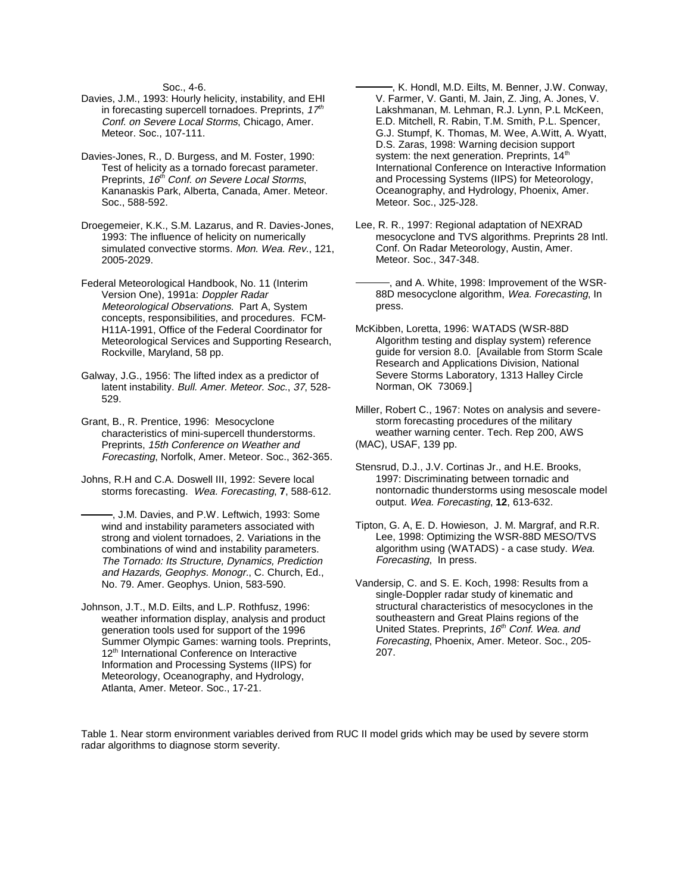Soc., 4-6.

Davies, J.M., 1993: Hourly helicity, instability, and EHI in forecasting supercell tornadoes. Preprints, *17th Conf. on Severe Local Storms*, Chicago, Amer. Meteor. Soc., 107-111.

Davies-Jones, R., D. Burgess, and M. Foster, 1990: Test of helicity as a tornado forecast parameter. Preprints, *16th Conf. on Severe Local Storms*, Kananaskis Park, Alberta, Canada, Amer. Meteor. Soc., 588-592.

Droegemeier, K.K., S.M. Lazarus, and R. Davies-Jones, 1993: The influence of helicity on numerically simulated convective storms. *Mon. Wea. Rev.*, 121, 2005-2029.

Federal Meteorological Handbook, No. 11 (Interim Version One), 1991a: *Doppler Radar Meteorological Observations.* Part A, System concepts, responsibilities, and procedures. FCM-H11A-1991, Office of the Federal Coordinator for Meteorological Services and Supporting Research, Rockville, Maryland, 58 pp.

Galway, J.G., 1956: The lifted index as a predictor of latent instability. *Bull. Amer. Meteor. Soc.*, *37*, 528-529.

Grant, B., R. Prentice, 1996: Mesocyclone characteristics of mini-supercell thunderstorms. Preprints, *15th Conference on Weather and Forecasting*, Norfolk, Amer. Meteor. Soc., 362-365.

Johns, R.H and C.A. Doswell III, 1992: Severe local storms forecasting. *Wea. Forecasting*, **7**, 588-612.

———, J.M. Davies, and P.W. Leftwich, 1993: Some wind and instability parameters associated with strong and violent tornadoes, 2. Variations in the combinations of wind and instability parameters. *The Tornado: Its Structure, Dynamics, Prediction and Hazards, Geophys. Monogr.*, C. Church, Ed., No. 79. Amer. Geophys. Union, 583-590.

Johnson, J.T., M.D. Eilts, and L.P. Rothfusz, 1996: weather information display, analysis and product generation tools used for support of the 1996 Summer Olympic Games: warning tools. Preprints, 12th International Conference on Interactive Information and Processing Systems (IIPS) for Meteorology, Oceanography, and Hydrology, Atlanta, Amer. Meteor. Soc., 17-21.

———, K. Hondl, M.D. Eilts, M. Benner, J.W. Conway, V. Farmer, V. Ganti, M. Jain, Z. Jing, A. Jones, V. Lakshmanan, M. Lehman, R.J. Lynn, P.L McKeen, E.D. Mitchell, R. Rabin, T.M. Smith, P.L. Spencer, G.J. Stumpf, K. Thomas, M. Wee, A.Witt, A. Wyatt, D.S. Zaras, 1998: Warning decision support system: the next generation. Preprints, 14th International Conference on Interactive Information and Processing Systems (IIPS) for Meteorology, Oceanography, and Hydrology, Phoenix, Amer. Meteor. Soc., J25-J28.

Lee, R. R., 1997: Regional adaptation of NEXRAD mesocyclone and TVS algorithms. Preprints 28 Intl. Conf. On Radar Meteorology, Austin, Amer. Meteor. Soc., 347-348.

———, and A. White, 1998: Improvement of the WSR-88D mesocyclone algorithm, *Wea. Forecasting*, In press.

McKibben, Loretta, 1996: WATADS (WSR-88D Algorithm testing and display system) reference guide for version 8.0. [Available from Storm Scale Research and Applications Division, National Severe Storms Laboratory, 1313 Halley Circle Norman, OK 73069.]

Miller, Robert C., 1967: Notes on analysis and severe-storm forecasting procedures of the military weather warning center. Tech. Rep 200, AWS (MAC), USAF, 139 pp.

Stensrud, D.J., J.V. Cortinas Jr., and H.E. Brooks, 1997: Discriminating between tornadic and nontornadic thunderstorms using mesoscale model output. *Wea. Forecasting*, **12**, 613-632.

Tipton, G. A, E. D. Howieson, J. M. Margraf, and R.R. Lee, 1998: Optimizing the WSR-88D MESO/TVS algorithm using (WATADS) - a case study. *Wea. Forecasting*, In press.

Vandersip, C. and S. E. Koch, 1998: Results from a single-Doppler radar study of kinematic and structural characteristics of mesocyclones in the southeastern and Great Plains regions of the United States. Preprints, *16th Conf. Wea. and Forecasting*, Phoenix, Amer. Meteor. Soc., 205-207.

Table 1. Near storm environment variables derived from RUC II model grids which may be used by severe storm radar algorithms to diagnose storm severity.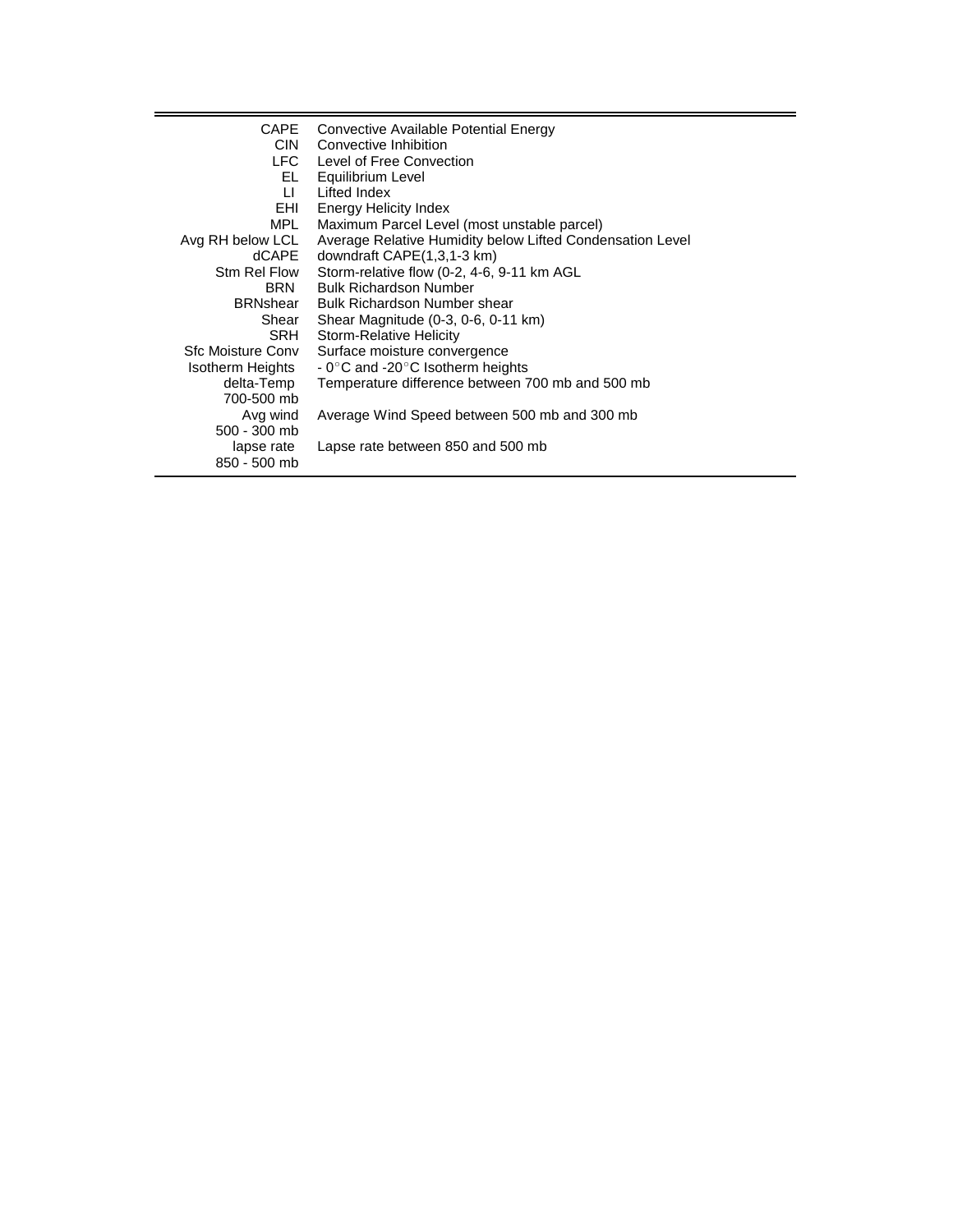| | |
|---|---|
| CAPE | Convective Available Potential Energy |
| CIN | Convective Inhibition |
| LFC | Level of Free Convection |
| EL | Equilibrium Level |
| LI | Lifted Index |
| EHI | Energy Helicity Index |
| MPL | Maximum Parcel Level (most unstable parcel) |
| Avg RH below LCL | Average Relative Humidity below Lifted Condensation Level |
| dCAPE | downdraft CAPE(1,3,1-3 km) |
| Stm Rel Flow | Storm-relative flow (0-2, 4-6, 9-11 km AGL |
| BRN | Bulk Richardson Number |
| BRNshear | Bulk Richardson Number shear |
| Shear | Shear Magnitude (0-3, 0-6, 0-11 km) |
| SRH | Storm-Relative Helicity |
| Sfc Moisture Conv | Surface moisture convergence |
| Isotherm Heights | - 0°C and -20°C Isotherm heights |
| delta-Temp 700-500 mb | Temperature difference between 700 mb and 500 mb |
| Avg wind 500 - 300 mb | Average Wind Speed between 500 mb and 300 mb |
| lapse rate 850 - 500 mb | Lapse rate between 850 and 500 mb |